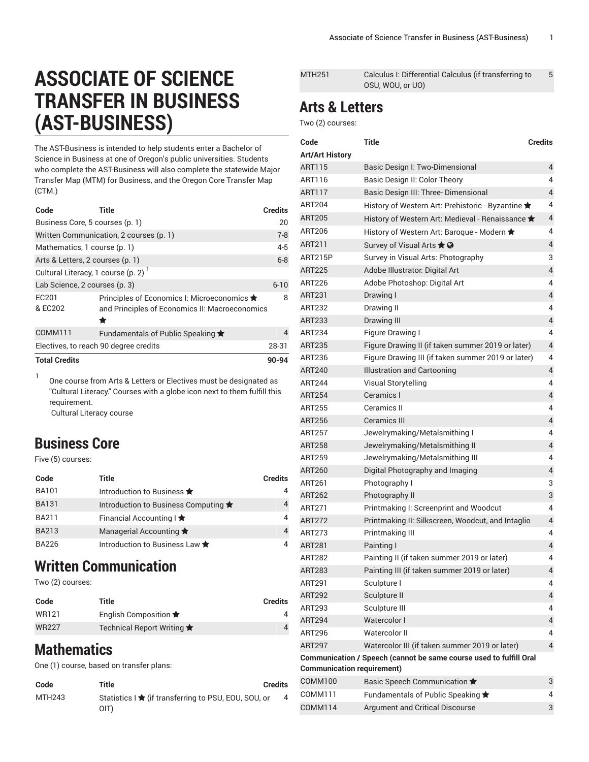# ASSOCIATE OF SCIENCE TRANSFER IN BUSINESS (AST-BUSINESS)

The AST-Business is intended to help students enter a Bachelor of Science in Business at one of Oregon's public universities. Students who complete the AST-Business will also complete the statewide Major Transfer Map (MTM) for Business, and the Oregon Core Transfer Map (CTM.)

| Code | Title | Credits |
|---|---|---|
| Business Core, 5 courses (p. 1) | | 20 |
| Written Communication, 2 courses (p. 1) | | 7-8 |
| Mathematics, 1 course (p. 1) | | 4-5 |
| Arts & Letters, 2 courses (p. 1) | | 6-8 |
| Cultural Literacy, 1 course (p. 2) [1] | | |
| Lab Science, 2 courses (p. 3) | | 6-10 |
| EC201 & EC202 | Principles of Economics I: Microeconomics ★ and Principles of Economics II: Macroeconomics ★ | 8 |
| COMM111 | Fundamentals of Public Speaking ★ | 4 |
| Electives, to reach 90 degree credits | | 28-31 |
| **Total Credits** | | **90-94** |

[1] One course from Arts & Letters or Electives must be designated as "Cultural Literacy." Courses with a globe icon next to them fulfill this requirement.
Cultural Literacy course

## Business Core

Five (5) courses:

| Code | Title | Credits |
|---|---|---|
| BA101 | Introduction to Business ★ | 4 |
| BA131 | Introduction to Business Computing ★ | 4 |
| BA211 | Financial Accounting I ★ | 4 |
| BA213 | Managerial Accounting ★ | 4 |
| BA226 | Introduction to Business Law ★ | 4 |

## Written Communication

Two (2) courses:

| Code | Title | Credits |
|---|---|---|
| WR121 | English Composition ★ | 4 |
| WR227 | Technical Report Writing ★ | 4 |

## Mathematics

One (1) course, based on transfer plans:

| Code | Title | Credits |
|---|---|---|
| MTH243 | Statistics I ★ (if transferring to PSU, EOU, SOU, or OIT) | 4 |
| MTH251 | Calculus I: Differential Calculus (if transferring to OSU, WOU, or UO) | 5 |

## Arts & Letters

Two (2) courses:

| Code | Title | Credits |
|---|---|---|
| **Art/Art History** | | |
| ART115 | Basic Design I: Two-Dimensional | 4 |
| ART116 | Basic Design II: Color Theory | 4 |
| ART117 | Basic Design III: Three- Dimensional | 4 |
| ART204 | History of Western Art: Prehistoric - Byzantine ★ | 4 |
| ART205 | History of Western Art: Medieval - Renaissance ★ | 4 |
| ART206 | History of Western Art: Baroque - Modern ★ | 4 |
| ART211 | Survey of Visual Arts ★ 🌐 | 4 |
| ART215P | Survey in Visual Arts: Photography | 3 |
| ART225 | Adobe Illustrator: Digital Art | 4 |
| ART226 | Adobe Photoshop: Digital Art | 4 |
| ART231 | Drawing I | 4 |
| ART232 | Drawing II | 4 |
| ART233 | Drawing III | 4 |
| ART234 | Figure Drawing I | 4 |
| ART235 | Figure Drawing II (if taken summer 2019 or later) | 4 |
| ART236 | Figure Drawing III (if taken summer 2019 or later) | 4 |
| ART240 | Illustration and Cartooning | 4 |
| ART244 | Visual Storytelling | 4 |
| ART254 | Ceramics I | 4 |
| ART255 | Ceramics II | 4 |
| ART256 | Ceramics III | 4 |
| ART257 | Jewelrymaking/Metalsmithing I | 4 |
| ART258 | Jewelrymaking/Metalsmithing II | 4 |
| ART259 | Jewelrymaking/Metalsmithing III | 4 |
| ART260 | Digital Photography and Imaging | 4 |
| ART261 | Photography I | 3 |
| ART262 | Photography II | 3 |
| ART271 | Printmaking I: Screenprint and Woodcut | 4 |
| ART272 | Printmaking II: Silkscreen, Woodcut, and Intaglio | 4 |
| ART273 | Printmaking III | 4 |
| ART281 | Painting I | 4 |
| ART282 | Painting II (if taken summer 2019 or later) | 4 |
| ART283 | Painting III (if taken summer 2019 or later) | 4 |
| ART291 | Sculpture I | 4 |
| ART292 | Sculpture II | 4 |
| ART293 | Sculpture III | 4 |
| ART294 | Watercolor I | 4 |
| ART296 | Watercolor II | 4 |
| ART297 | Watercolor III (if taken summer 2019 or later) | 4 |
| **Communication / Speech (cannot be same course used to fulfill Oral Communication requirement)** | | |
| COMM100 | Basic Speech Communication ★ | 3 |
| COMM111 | Fundamentals of Public Speaking ★ | 4 |
| COMM114 | Argument and Critical Discourse | 3 |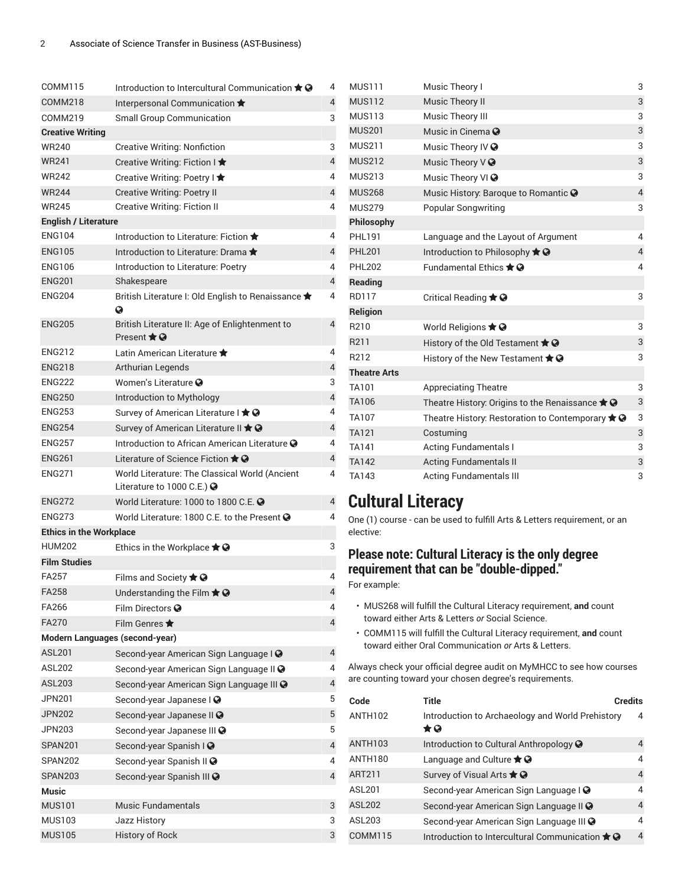| | | |
|---|---|---|
| COMM115 | Introduction to Intercultural Communication ★ 🌐 | 4 |
| COMM218 | Interpersonal Communication ★ | 4 |
| COMM219 | Small Group Communication | 3 |
| **Creative Writing** | | |
| WR240 | Creative Writing: Nonfiction | 3 |
| WR241 | Creative Writing: Fiction I ★ | 4 |
| WR242 | Creative Writing: Poetry I ★ | 4 |
| WR244 | Creative Writing: Poetry II | 4 |
| WR245 | Creative Writing: Fiction II | 4 |
| **English / Literature** | | |
| ENG104 | Introduction to Literature: Fiction ★ | 4 |
| ENG105 | Introduction to Literature: Drama ★ | 4 |
| ENG106 | Introduction to Literature: Poetry | 4 |
| ENG201 | Shakespeare | 4 |
| ENG204 | British Literature I: Old English to Renaissance ★ 🌐 | 4 |
| ENG205 | British Literature II: Age of Enlightenment to Present ★ 🌐 | 4 |
| ENG212 | Latin American Literature ★ | 4 |
| ENG218 | Arthurian Legends | 4 |
| ENG222 | Women's Literature 🌐 | 3 |
| ENG250 | Introduction to Mythology | 4 |
| ENG253 | Survey of American Literature I ★ 🌐 | 4 |
| ENG254 | Survey of American Literature II ★ 🌐 | 4 |
| ENG257 | Introduction to African American Literature 🌐 | 4 |
| ENG261 | Literature of Science Fiction ★ 🌐 | 4 |
| ENG271 | World Literature: The Classical World (Ancient Literature to 1000 C.E.) 🌐 | 4 |
| ENG272 | World Literature: 1000 to 1800 C.E. 🌐 | 4 |
| ENG273 | World Literature: 1800 C.E. to the Present 🌐 | 4 |
| **Ethics in the Workplace** | | |
| HUM202 | Ethics in the Workplace ★ 🌐 | 3 |
| **Film Studies** | | |
| FA257 | Films and Society ★ 🌐 | 4 |
| FA258 | Understanding the Film ★ 🌐 | 4 |
| FA266 | Film Directors 🌐 | 4 |
| FA270 | Film Genres ★ | 4 |
| **Modern Languages (second-year)** | | |
| ASL201 | Second-year American Sign Language I 🌐 | 4 |
| ASL202 | Second-year American Sign Language II 🌐 | 4 |
| ASL203 | Second-year American Sign Language III 🌐 | 4 |
| JPN201 | Second-year Japanese I 🌐 | 5 |
| JPN202 | Second-year Japanese II 🌐 | 5 |
| JPN203 | Second-year Japanese III 🌐 | 5 |
| SPAN201 | Second-year Spanish I 🌐 | 4 |
| SPAN202 | Second-year Spanish II 🌐 | 4 |
| SPAN203 | Second-year Spanish III 🌐 | 4 |
| **Music** | | |
| MUS101 | Music Fundamentals | 3 |
| MUS103 | Jazz History | 3 |
| MUS105 | History of Rock | 3 |
| MUS111 | Music Theory I | 3 |
| MUS112 | Music Theory II | 3 |
| MUS113 | Music Theory III | 3 |
| MUS201 | Music in Cinema 🌐 | 3 |
| MUS211 | Music Theory IV 🌐 | 3 |
| MUS212 | Music Theory V 🌐 | 3 |
| MUS213 | Music Theory VI 🌐 | 3 |
| MUS268 | Music History: Baroque to Romantic 🌐 | 4 |
| MUS279 | Popular Songwriting | 3 |
| **Philosophy** | | |
| PHL191 | Language and the Layout of Argument | 4 |
| PHL201 | Introduction to Philosophy ★ 🌐 | 4 |
| PHL202 | Fundamental Ethics ★ 🌐 | 4 |
| **Reading** | | |
| RD117 | Critical Reading ★ 🌐 | 3 |
| **Religion** | | |
| R210 | World Religions ★ 🌐 | 3 |
| R211 | History of the Old Testament ★ 🌐 | 3 |
| R212 | History of the New Testament ★ 🌐 | 3 |
| **Theatre Arts** | | |
| TA101 | Appreciating Theatre | 3 |
| TA106 | Theatre History: Origins to the Renaissance ★ 🌐 | 3 |
| TA107 | Theatre History: Restoration to Contemporary ★ 🌐 | 3 |
| TA121 | Costuming | 3 |
| TA141 | Acting Fundamentals I | 3 |
| TA142 | Acting Fundamentals II | 3 |
| TA143 | Acting Fundamentals III | 3 |

# Cultural Literacy

One (1) course - can be used to fulfill Arts & Letters requirement, or an elective:

## Please note: Cultural Literacy is the only degree requirement that can be "double-dipped."

For example:

- MUS268 will fulfill the Cultural Literacy requirement, **and** count toward either Arts & Letters *or* Social Science.
- COMM115 will fulfill the Cultural Literacy requirement, **and** count toward either Oral Communication *or* Arts & Letters.

Always check your official degree audit on MyMHCC to see how courses are counting toward your chosen degree's requirements.

| Code | Title | Credits |
|---|---|---|
| ANTH102 | Introduction to Archaeology and World Prehistory ★ 🌐 | 4 |
| ANTH103 | Introduction to Cultural Anthropology 🌐 | 4 |
| ANTH180 | Language and Culture ★ 🌐 | 4 |
| ART211 | Survey of Visual Arts ★ 🌐 | 4 |
| ASL201 | Second-year American Sign Language I 🌐 | 4 |
| ASL202 | Second-year American Sign Language II 🌐 | 4 |
| ASL203 | Second-year American Sign Language III 🌐 | 4 |
| COMM115 | Introduction to Intercultural Communication ★ 🌐 | 4 |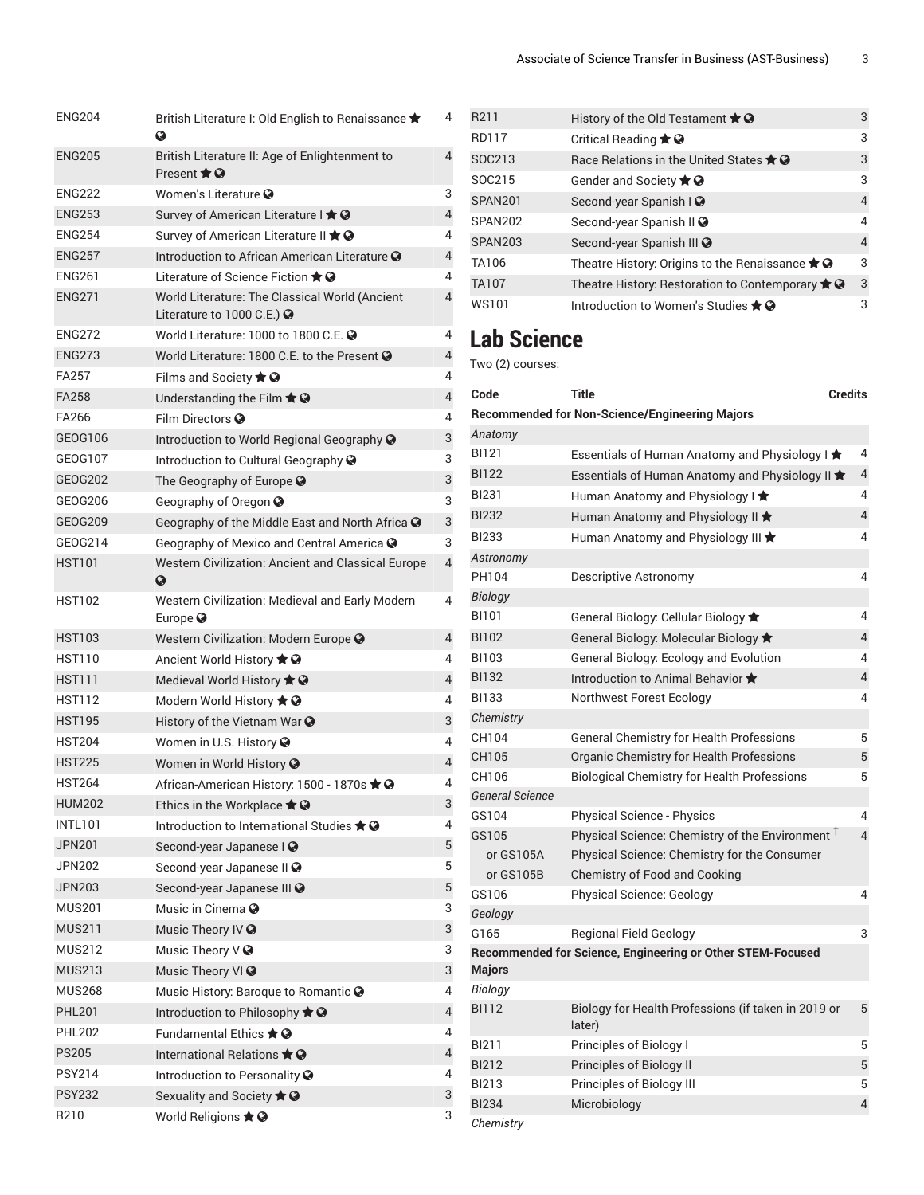| | | |
|---|---|---|
| ENG204 | British Literature I: Old English to Renaissance ★ 🌐 | 4 |
| ENG205 | British Literature II: Age of Enlightenment to Present ★ 🌐 | 4 |
| ENG222 | Women's Literature 🌐 | 3 |
| ENG253 | Survey of American Literature I ★ 🌐 | 4 |
| ENG254 | Survey of American Literature II ★ 🌐 | 4 |
| ENG257 | Introduction to African American Literature 🌐 | 4 |
| ENG261 | Literature of Science Fiction ★ 🌐 | 4 |
| ENG271 | World Literature: The Classical World (Ancient Literature to 1000 C.E.) 🌐 | 4 |
| ENG272 | World Literature: 1000 to 1800 C.E. 🌐 | 4 |
| ENG273 | World Literature: 1800 C.E. to the Present 🌐 | 4 |
| FA257 | Films and Society ★ 🌐 | 4 |
| FA258 | Understanding the Film ★ 🌐 | 4 |
| FA266 | Film Directors 🌐 | 4 |
| GEOG106 | Introduction to World Regional Geography 🌐 | 3 |
| GEOG107 | Introduction to Cultural Geography 🌐 | 3 |
| GEOG202 | The Geography of Europe 🌐 | 3 |
| GEOG206 | Geography of Oregon 🌐 | 3 |
| GEOG209 | Geography of the Middle East and North Africa 🌐 | 3 |
| GEOG214 | Geography of Mexico and Central America 🌐 | 3 |
| HST101 | Western Civilization: Ancient and Classical Europe 🌐 | 4 |
| HST102 | Western Civilization: Medieval and Early Modern Europe 🌐 | 4 |
| HST103 | Western Civilization: Modern Europe 🌐 | 4 |
| HST110 | Ancient World History ★ 🌐 | 4 |
| HST111 | Medieval World History ★ 🌐 | 4 |
| HST112 | Modern World History ★ 🌐 | 4 |
| HST195 | History of the Vietnam War 🌐 | 3 |
| HST204 | Women in U.S. History 🌐 | 4 |
| HST225 | Women in World History 🌐 | 4 |
| HST264 | African-American History: 1500 - 1870s ★ 🌐 | 4 |
| HUM202 | Ethics in the Workplace ★ 🌐 | 3 |
| INTL101 | Introduction to International Studies ★ 🌐 | 4 |
| JPN201 | Second-year Japanese I 🌐 | 5 |
| JPN202 | Second-year Japanese II 🌐 | 5 |
| JPN203 | Second-year Japanese III 🌐 | 5 |
| MUS201 | Music in Cinema 🌐 | 3 |
| MUS211 | Music Theory IV 🌐 | 3 |
| MUS212 | Music Theory V 🌐 | 3 |
| MUS213 | Music Theory VI 🌐 | 3 |
| MUS268 | Music History: Baroque to Romantic 🌐 | 4 |
| PHL201 | Introduction to Philosophy ★ 🌐 | 4 |
| PHL202 | Fundamental Ethics ★ 🌐 | 4 |
| PS205 | International Relations ★ 🌐 | 4 |
| PSY214 | Introduction to Personality 🌐 | 4 |
| PSY232 | Sexuality and Society ★ 🌐 | 3 |
| R210 | World Religions ★ 🌐 | 3 |
| R211 | History of the Old Testament ★ 🌐 | 3 |
| RD117 | Critical Reading ★ 🌐 | 3 |
| SOC213 | Race Relations in the United States ★ 🌐 | 3 |
| SOC215 | Gender and Society ★ 🌐 | 3 |
| SPAN201 | Second-year Spanish I 🌐 | 4 |
| SPAN202 | Second-year Spanish II 🌐 | 4 |
| SPAN203 | Second-year Spanish III 🌐 | 4 |
| TA106 | Theatre History: Origins to the Renaissance ★ 🌐 | 3 |
| TA107 | Theatre History: Restoration to Contemporary ★ 🌐 | 3 |
| WS101 | Introduction to Women's Studies ★ 🌐 | 3 |

## Lab Science

Two (2) courses:

| Code | Title | Credits |
|---|---|---|
| **Recommended for Non-Science/Engineering Majors** | | |
| *Anatomy* | | |
| BI121 | Essentials of Human Anatomy and Physiology I ★ | 4 |
| BI122 | Essentials of Human Anatomy and Physiology II ★ | 4 |
| BI231 | Human Anatomy and Physiology I ★ | 4 |
| BI232 | Human Anatomy and Physiology II ★ | 4 |
| BI233 | Human Anatomy and Physiology III ★ | 4 |
| *Astronomy* | | |
| PH104 | Descriptive Astronomy | 4 |
| *Biology* | | |
| BI101 | General Biology: Cellular Biology ★ | 4 |
| BI102 | General Biology: Molecular Biology ★ | 4 |
| BI103 | General Biology: Ecology and Evolution | 4 |
| BI132 | Introduction to Animal Behavior ★ | 4 |
| BI133 | Northwest Forest Ecology | 4 |
| *Chemistry* | | |
| CH104 | General Chemistry for Health Professions | 5 |
| CH105 | Organic Chemistry for Health Professions | 5 |
| CH106 | Biological Chemistry for Health Professions | 5 |
| *General Science* | | |
| GS104 | Physical Science - Physics | 4 |
| GS105 | Physical Science: Chemistry of the Environment ‡ | 4 |
| or GS105A | Physical Science: Chemistry for the Consumer | |
| or GS105B | Chemistry of Food and Cooking | |
| GS106 | Physical Science: Geology | 4 |
| *Geology* | | |
| G165 | Regional Field Geology | 3 |
| **Recommended for Science, Engineering or Other STEM-Focused Majors** | | |
| *Biology* | | |
| BI112 | Biology for Health Professions (if taken in 2019 or later) | 5 |
| BI211 | Principles of Biology I | 5 |
| BI212 | Principles of Biology II | 5 |
| BI213 | Principles of Biology III | 5 |
| BI234 | Microbiology | 4 |
| *Chemistry* | | |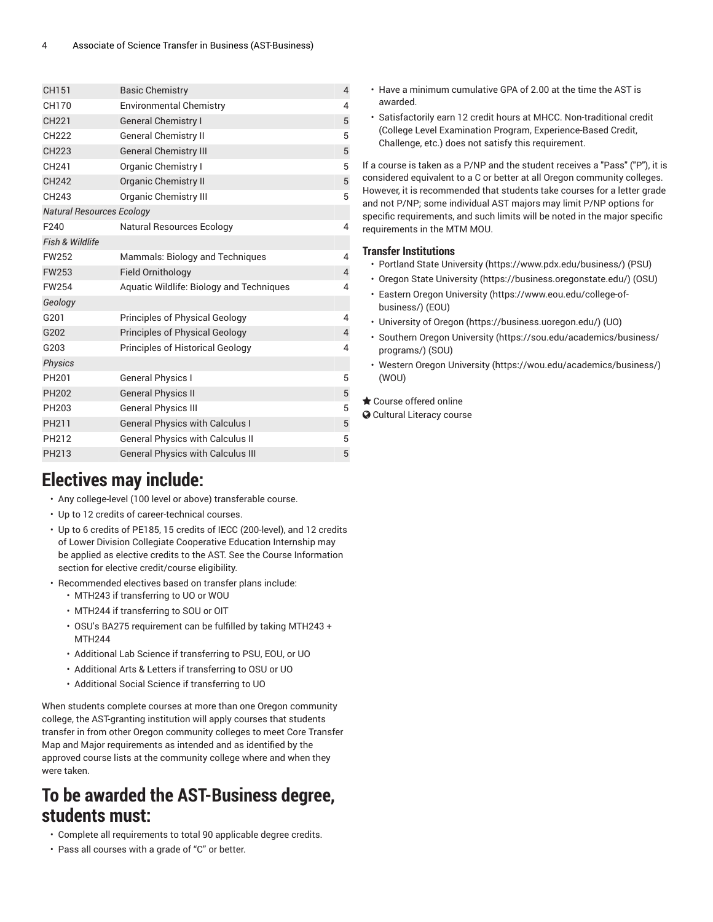| | | |
|---|---|---|
| CH151 | Basic Chemistry | 4 |
| CH170 | Environmental Chemistry | 4 |
| CH221 | General Chemistry I | 5 |
| CH222 | General Chemistry II | 5 |
| CH223 | General Chemistry III | 5 |
| CH241 | Organic Chemistry I | 5 |
| CH242 | Organic Chemistry II | 5 |
| CH243 | Organic Chemistry III | 5 |
| *Natural Resources Ecology* | | |
| F240 | Natural Resources Ecology | 4 |
| *Fish & Wildlife* | | |
| FW252 | Mammals: Biology and Techniques | 4 |
| FW253 | Field Ornithology | 4 |
| FW254 | Aquatic Wildlife: Biology and Techniques | 4 |
| *Geology* | | |
| G201 | Principles of Physical Geology | 4 |
| G202 | Principles of Physical Geology | 4 |
| G203 | Principles of Historical Geology | 4 |
| *Physics* | | |
| PH201 | General Physics I | 5 |
| PH202 | General Physics II | 5 |
| PH203 | General Physics III | 5 |
| PH211 | General Physics with Calculus I | 5 |
| PH212 | General Physics with Calculus II | 5 |
| PH213 | General Physics with Calculus III | 5 |

# Electives may include:

- Any college-level (100 level or above) transferable course.
- Up to 12 credits of career-technical courses.
- Up to 6 credits of PE185, 15 credits of IECC (200-level), and 12 credits of Lower Division Collegiate Cooperative Education Internship may be applied as elective credits to the AST. See the Course Information section for elective credit/course eligibility.
- Recommended electives based on transfer plans include:
  - MTH243 if transferring to UO or WOU
  - MTH244 if transferring to SOU or OIT
  - OSU's BA275 requirement can be fulfilled by taking MTH243 + MTH244
  - Additional Lab Science if transferring to PSU, EOU, or UO
  - Additional Arts & Letters if transferring to OSU or UO
  - Additional Social Science if transferring to UO

When students complete courses at more than one Oregon community college, the AST-granting institution will apply courses that students transfer in from other Oregon community colleges to meet Core Transfer Map and Major requirements as intended and as identified by the approved course lists at the community college where and when they were taken.

# To be awarded the AST-Business degree, students must:

- Complete all requirements to total 90 applicable degree credits.
- Pass all courses with a grade of "C" or better.
- Have a minimum cumulative GPA of 2.00 at the time the AST is awarded.
- Satisfactorily earn 12 credit hours at MHCC. Non-traditional credit (College Level Examination Program, Experience-Based Credit, Challenge, etc.) does not satisfy this requirement.

If a course is taken as a P/NP and the student receives a "Pass" ("P"), it is considered equivalent to a C or better at all Oregon community colleges. However, it is recommended that students take courses for a letter grade and not P/NP; some individual AST majors may limit P/NP options for specific requirements, and such limits will be noted in the major specific requirements in the MTM MOU.

### Transfer Institutions

- Portland State University (https://www.pdx.edu/business/) (PSU)
- Oregon State University (https://business.oregonstate.edu/) (OSU)
- Eastern Oregon University (https://www.eou.edu/college-of-business/) (EOU)
- University of Oregon (https://business.uoregon.edu/) (UO)
- Southern Oregon University (https://sou.edu/academics/business/programs/) (SOU)
- Western Oregon University (https://wou.edu/academics/business/) (WOU)

★ Course offered online

🌐 Cultural Literacy course